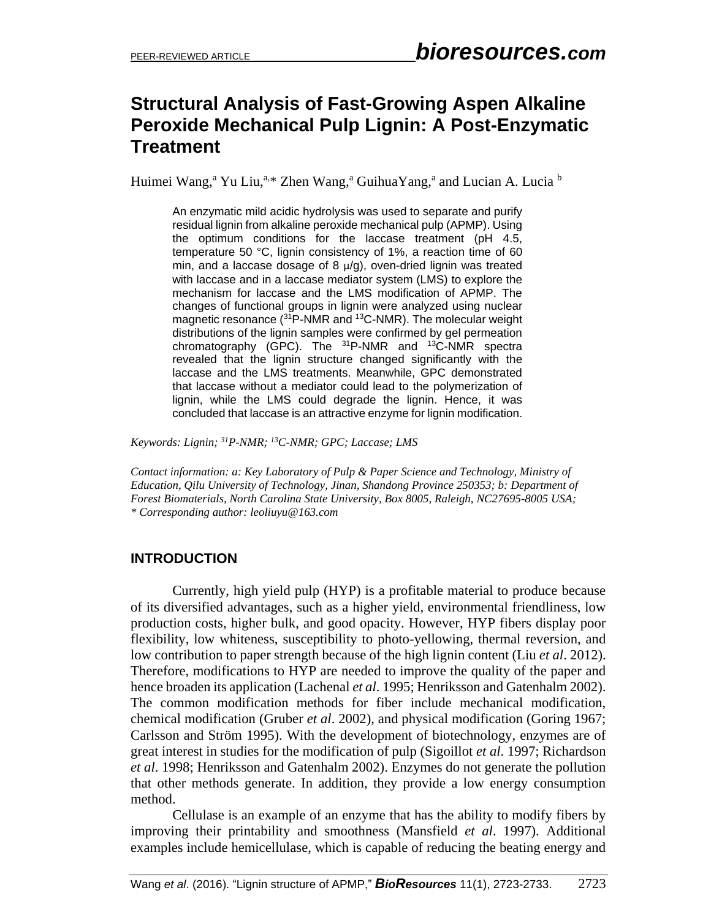# Structural Analysis of Fast-Growing Aspen Alkaline Peroxide Mechanical Pulp Lignin: A Post-Enzymatic Treatment

Huimei Wang,[a] Yu Liu,[a,*] Zhen Wang,[a] GuihuaYang,[a] and Lucian A. Lucia [b]

An enzymatic mild acidic hydrolysis was used to separate and purify residual lignin from alkaline peroxide mechanical pulp (APMP). Using the optimum conditions for the laccase treatment (pH 4.5, temperature 50 °C, lignin consistency of 1%, a reaction time of 60 min, and a laccase dosage of 8 μ/g), oven-dried lignin was treated with laccase and in a laccase mediator system (LMS) to explore the mechanism for laccase and the LMS modification of APMP. The changes of functional groups in lignin were analyzed using nuclear magnetic resonance ($^{31}$P-NMR and $^{13}$C-NMR). The molecular weight distributions of the lignin samples were confirmed by gel permeation chromatography (GPC). The $^{31}$P-NMR and $^{13}$C-NMR spectra revealed that the lignin structure changed significantly with the laccase and the LMS treatments. Meanwhile, GPC demonstrated that laccase without a mediator could lead to the polymerization of lignin, while the LMS could degrade the lignin. Hence, it was concluded that laccase is an attractive enzyme for lignin modification.

*Keywords: Lignin; $^{31}$P-NMR; $^{13}$C-NMR; GPC; Laccase; LMS*

*Contact information: a: Key Laboratory of Pulp & Paper Science and Technology, Ministry of Education, Qilu University of Technology, Jinan, Shandong Province 250353; b: Department of Forest Biomaterials, North Carolina State University, Box 8005, Raleigh, NC27695-8005 USA; * Corresponding author: leoliuyu@163.com*

## INTRODUCTION

Currently, high yield pulp (HYP) is a profitable material to produce because of its diversified advantages, such as a higher yield, environmental friendliness, low production costs, higher bulk, and good opacity. However, HYP fibers display poor flexibility, low whiteness, susceptibility to photo-yellowing, thermal reversion, and low contribution to paper strength because of the high lignin content (Liu *et al*. 2012). Therefore, modifications to HYP are needed to improve the quality of the paper and hence broaden its application (Lachenal *et al*. 1995; Henriksson and Gatenhalm 2002). The common modification methods for fiber include mechanical modification, chemical modification (Gruber *et al*. 2002), and physical modification (Goring 1967; Carlsson and Ström 1995). With the development of biotechnology, enzymes are of great interest in studies for the modification of pulp (Sigoillot *et al.* 1997; Richardson *et al*. 1998; Henriksson and Gatenhalm 2002). Enzymes do not generate the pollution that other methods generate. In addition, they provide a low energy consumption method.

Cellulase is an example of an enzyme that has the ability to modify fibers by improving their printability and smoothness (Mansfield *et al*. 1997). Additional examples include hemicellulase, which is capable of reducing the beating energy and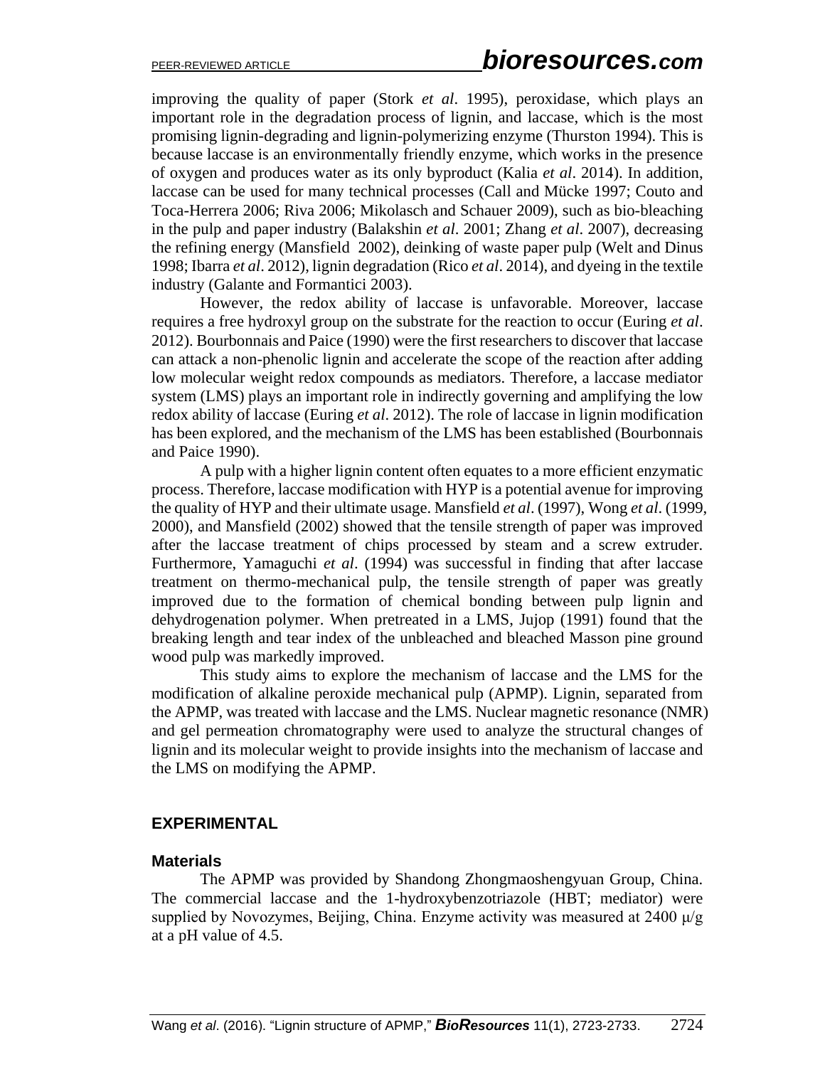improving the quality of paper (Stork *et al*. 1995), peroxidase, which plays an important role in the degradation process of lignin, and laccase, which is the most promising lignin-degrading and lignin-polymerizing enzyme (Thurston 1994). This is because laccase is an environmentally friendly enzyme, which works in the presence of oxygen and produces water as its only byproduct (Kalia *et al*. 2014). In addition, laccase can be used for many technical processes (Call and Mücke 1997; Couto and Toca-Herrera 2006; Riva 2006; Mikolasch and Schauer 2009), such as bio-bleaching in the pulp and paper industry (Balakshin *et al*. 2001; Zhang *et al*. 2007), decreasing the refining energy (Mansfield 2002), deinking of waste paper pulp (Welt and Dinus 1998; Ibarra *et al*. 2012), lignin degradation (Rico *et al*. 2014), and dyeing in the textile industry (Galante and Formantici 2003).

However, the redox ability of laccase is unfavorable. Moreover, laccase requires a free hydroxyl group on the substrate for the reaction to occur (Euring *et al*. 2012). Bourbonnais and Paice (1990) were the first researchers to discover that laccase can attack a non-phenolic lignin and accelerate the scope of the reaction after adding low molecular weight redox compounds as mediators. Therefore, a laccase mediator system (LMS) plays an important role in indirectly governing and amplifying the low redox ability of laccase (Euring *et al*. 2012). The role of laccase in lignin modification has been explored, and the mechanism of the LMS has been established (Bourbonnais and Paice 1990).

A pulp with a higher lignin content often equates to a more efficient enzymatic process. Therefore, laccase modification with HYP is a potential avenue for improving the quality of HYP and their ultimate usage. Mansfield *et al*. (1997), Wong *et al*. (1999, 2000), and Mansfield (2002) showed that the tensile strength of paper was improved after the laccase treatment of chips processed by steam and a screw extruder. Furthermore, Yamaguchi *et al*. (1994) was successful in finding that after laccase treatment on thermo-mechanical pulp, the tensile strength of paper was greatly improved due to the formation of chemical bonding between pulp lignin and dehydrogenation polymer. When pretreated in a LMS, Jujop (1991) found that the breaking length and tear index of the unbleached and bleached Masson pine ground wood pulp was markedly improved.

This study aims to explore the mechanism of laccase and the LMS for the modification of alkaline peroxide mechanical pulp (APMP). Lignin, separated from the APMP, was treated with laccase and the LMS. Nuclear magnetic resonance (NMR) and gel permeation chromatography were used to analyze the structural changes of lignin and its molecular weight to provide insights into the mechanism of laccase and the LMS on modifying the APMP.

## EXPERIMENTAL

### Materials

The APMP was provided by Shandong Zhongmaoshengyuan Group, China. The commercial laccase and the 1-hydroxybenzotriazole (HBT; mediator) were supplied by Novozymes, Beijing, China. Enzyme activity was measured at 2400 μ/g at a pH value of 4.5.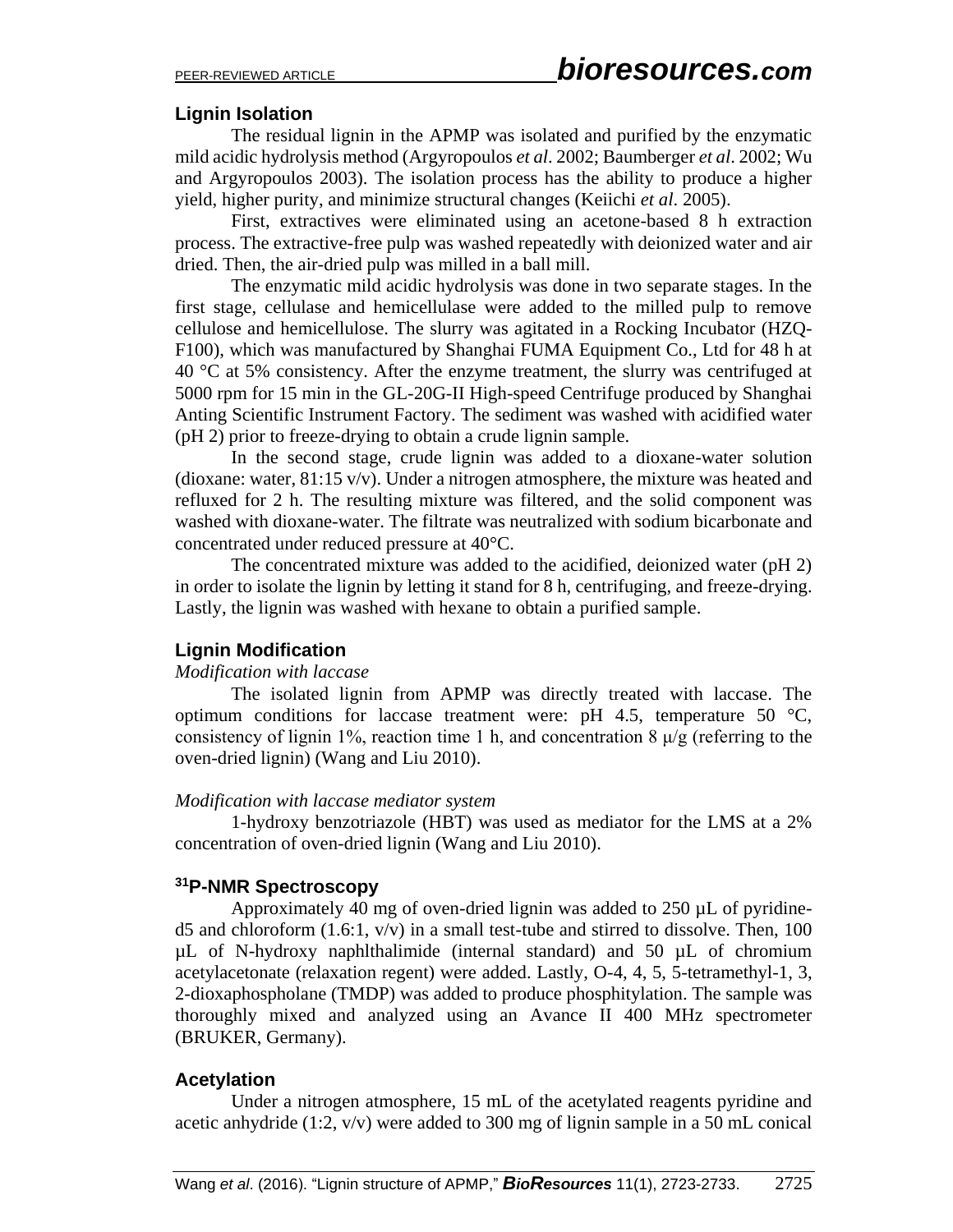## Lignin Isolation

The residual lignin in the APMP was isolated and purified by the enzymatic mild acidic hydrolysis method (Argyropoulos *et al*. 2002; Baumberger *et al*. 2002; Wu and Argyropoulos 2003). The isolation process has the ability to produce a higher yield, higher purity, and minimize structural changes (Keiichi *et al*. 2005).

First, extractives were eliminated using an acetone-based 8 h extraction process. The extractive-free pulp was washed repeatedly with deionized water and air dried. Then, the air-dried pulp was milled in a ball mill.

The enzymatic mild acidic hydrolysis was done in two separate stages. In the first stage, cellulase and hemicellulase were added to the milled pulp to remove cellulose and hemicellulose. The slurry was agitated in a Rocking Incubator (HZQ-F100), which was manufactured by Shanghai FUMA Equipment Co., Ltd for 48 h at 40 °C at 5% consistency. After the enzyme treatment, the slurry was centrifuged at 5000 rpm for 15 min in the GL-20G-II High-speed Centrifuge produced by Shanghai Anting Scientific Instrument Factory. The sediment was washed with acidified water (pH 2) prior to freeze-drying to obtain a crude lignin sample.

In the second stage, crude lignin was added to a dioxane-water solution (dioxane: water, 81:15 v/v). Under a nitrogen atmosphere, the mixture was heated and refluxed for 2 h. The resulting mixture was filtered, and the solid component was washed with dioxane-water. The filtrate was neutralized with sodium bicarbonate and concentrated under reduced pressure at 40°C.

The concentrated mixture was added to the acidified, deionized water (pH 2) in order to isolate the lignin by letting it stand for 8 h, centrifuging, and freeze-drying. Lastly, the lignin was washed with hexane to obtain a purified sample.

## Lignin Modification

*Modification with laccase*

The isolated lignin from APMP was directly treated with laccase. The optimum conditions for laccase treatment were: pH 4.5, temperature 50 °C, consistency of lignin 1%, reaction time 1 h, and concentration 8 μ/g (referring to the oven-dried lignin) (Wang and Liu 2010).

*Modification with laccase mediator system*

1-hydroxy benzotriazole (HBT) was used as mediator for the LMS at a 2% concentration of oven-dried lignin (Wang and Liu 2010).

## $^{31}$P-NMR Spectroscopy

Approximately 40 mg of oven-dried lignin was added to 250 μL of pyridine-d5 and chloroform (1.6:1, v/v) in a small test-tube and stirred to dissolve. Then, 100 μL of N-hydroxy naphlthalimide (internal standard) and 50 μL of chromium acetylacetonate (relaxation regent) were added. Lastly, O-4, 4, 5, 5-tetramethyl-1, 3, 2-dioxaphospholane (TMDP) was added to produce phosphitylation. The sample was thoroughly mixed and analyzed using an Avance II 400 MHz spectrometer (BRUKER, Germany).

## Acetylation

Under a nitrogen atmosphere, 15 mL of the acetylated reagents pyridine and acetic anhydride (1:2, v/v) were added to 300 mg of lignin sample in a 50 mL conical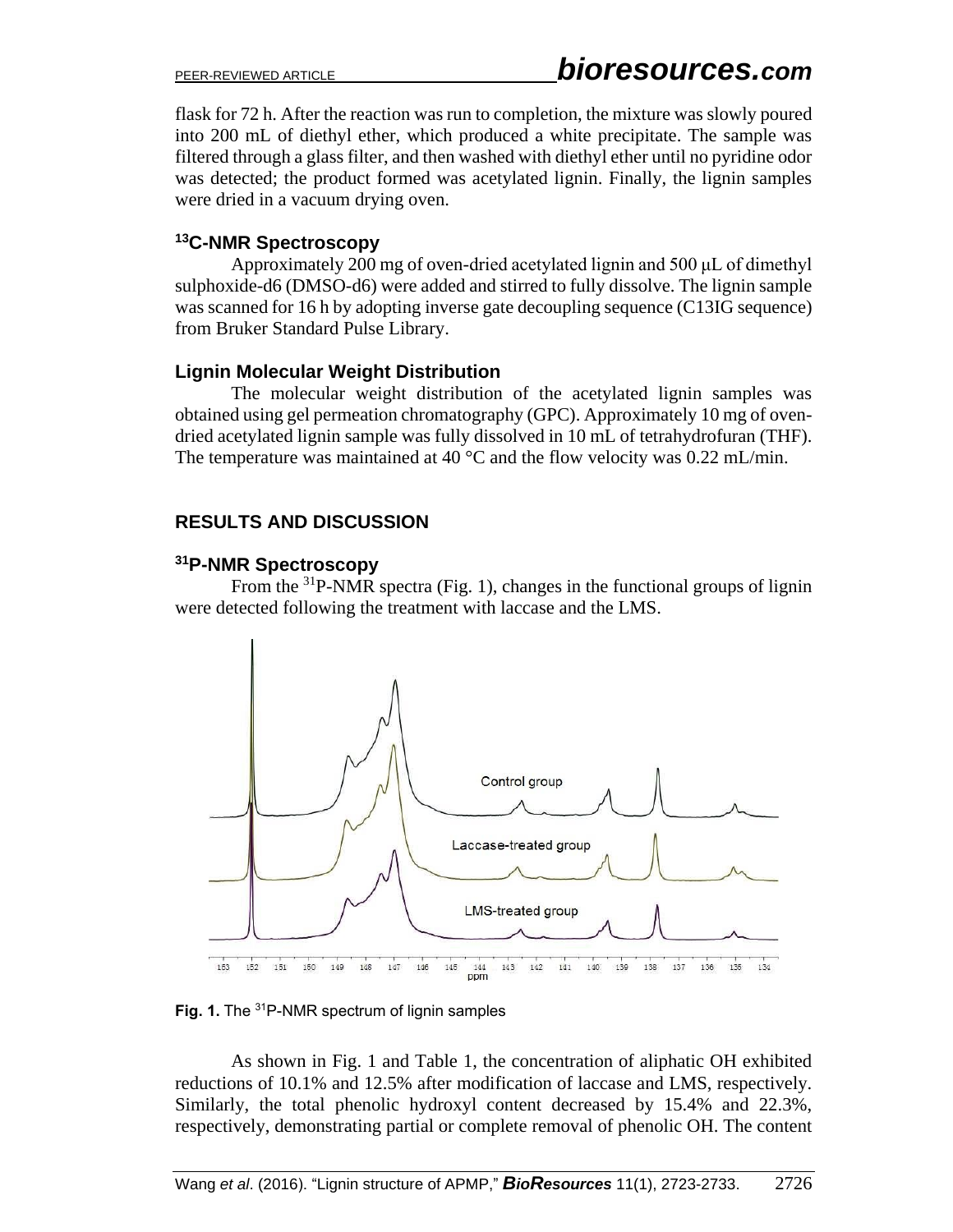flask for 72 h. After the reaction was run to completion, the mixture was slowly poured into 200 mL of diethyl ether, which produced a white precipitate. The sample was filtered through a glass filter, and then washed with diethyl ether until no pyridine odor was detected; the product formed was acetylated lignin. Finally, the lignin samples were dried in a vacuum drying oven.

### $^{13}$C-NMR Spectroscopy

Approximately 200 mg of oven-dried acetylated lignin and 500 μL of dimethyl sulphoxide-d6 (DMSO-d6) were added and stirred to fully dissolve. The lignin sample was scanned for 16 h by adopting inverse gate decoupling sequence (C13IG sequence) from Bruker Standard Pulse Library.

### Lignin Molecular Weight Distribution

The molecular weight distribution of the acetylated lignin samples was obtained using gel permeation chromatography (GPC). Approximately 10 mg of oven-dried acetylated lignin sample was fully dissolved in 10 mL of tetrahydrofuran (THF). The temperature was maintained at 40 °C and the flow velocity was 0.22 mL/min.

## RESULTS AND DISCUSSION

### $^{31}$P-NMR Spectroscopy

From the $^{31}$P-NMR spectra (Fig. 1), changes in the functional groups of lignin were detected following the treatment with laccase and the LMS.

**Fig. 1.** The $^{31}$P-NMR spectrum of lignin samples

As shown in Fig. 1 and Table 1, the concentration of aliphatic OH exhibited reductions of 10.1% and 12.5% after modification of laccase and LMS, respectively. Similarly, the total phenolic hydroxyl content decreased by 15.4% and 22.3%, respectively, demonstrating partial or complete removal of phenolic OH. The content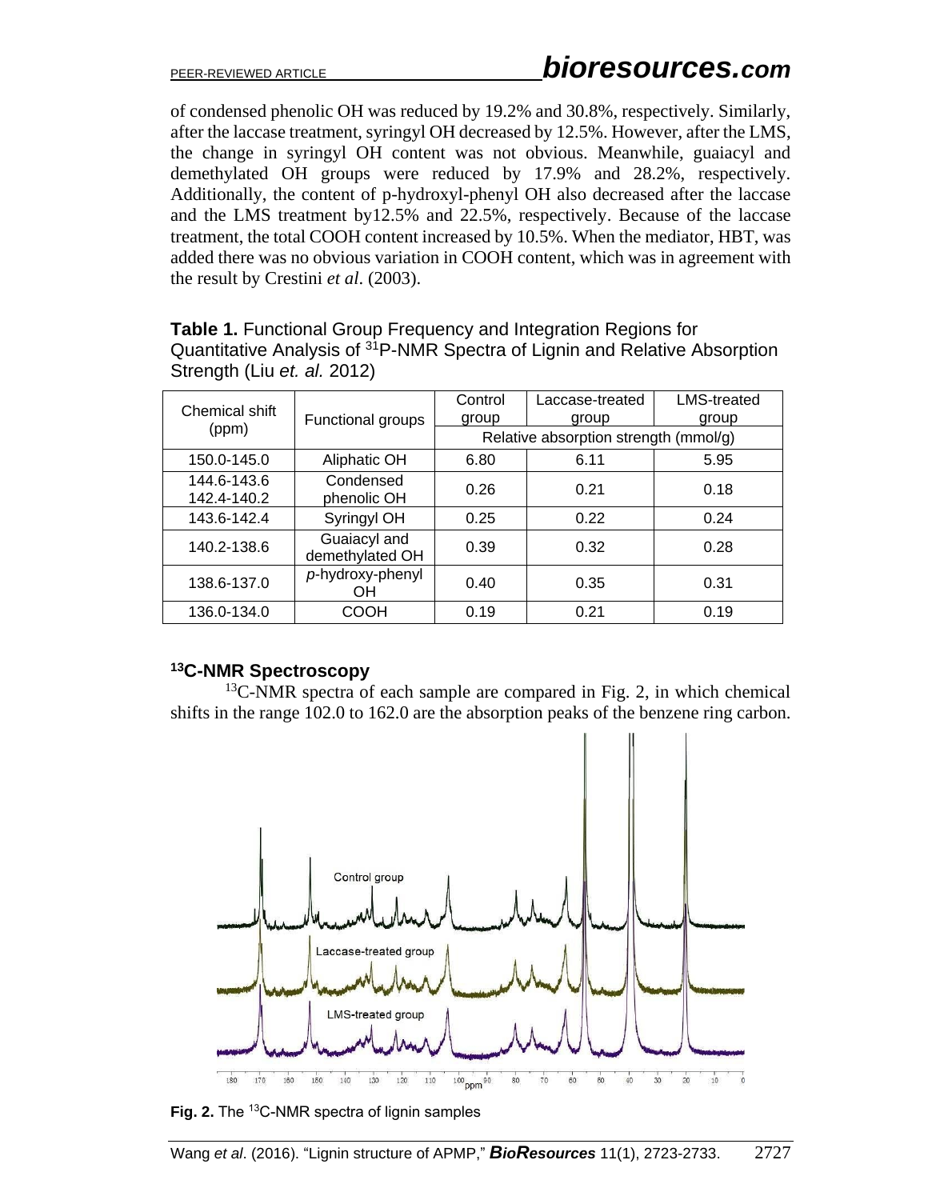of condensed phenolic OH was reduced by 19.2% and 30.8%, respectively. Similarly, after the laccase treatment, syringyl OH decreased by 12.5%. However, after the LMS, the change in syringyl OH content was not obvious. Meanwhile, guaiacyl and demethylated OH groups were reduced by 17.9% and 28.2%, respectively. Additionally, the content of p-hydroxyl-phenyl OH also decreased after the laccase and the LMS treatment by12.5% and 22.5%, respectively. Because of the laccase treatment, the total COOH content increased by 10.5%. When the mediator, HBT, was added there was no obvious variation in COOH content, which was in agreement with the result by Crestini *et al*. (2003).

**Table 1.** Functional Group Frequency and Integration Regions for Quantitative Analysis of $^{31}$P-NMR Spectra of Lignin and Relative Absorption Strength (Liu *et. al.* 2012)

| Chemical shift (ppm) | Functional groups | Control group | Laccase-treated group | LMS-treated group |
|---|---|---|---|---|
| | | Relative absorption strength (mmol/g) | | |
| 150.0-145.0 | Aliphatic OH | 6.80 | 6.11 | 5.95 |
| 144.6-143.6<br>142.4-140.2 | Condensed phenolic OH | 0.26 | 0.21 | 0.18 |
| 143.6-142.4 | Syringyl OH | 0.25 | 0.22 | 0.24 |
| 140.2-138.6 | Guaiacyl and demethylated OH | 0.39 | 0.32 | 0.28 |
| 138.6-137.0 | *p*-hydroxy-phenyl OH | 0.40 | 0.35 | 0.31 |
| 136.0-134.0 | COOH | 0.19 | 0.21 | 0.19 |

### $^{13}$C-NMR Spectroscopy

$^{13}$C-NMR spectra of each sample are compared in Fig. 2, in which chemical shifts in the range 102.0 to 162.0 are the absorption peaks of the benzene ring carbon.

**Fig. 2.** The $^{13}$C-NMR spectra of lignin samples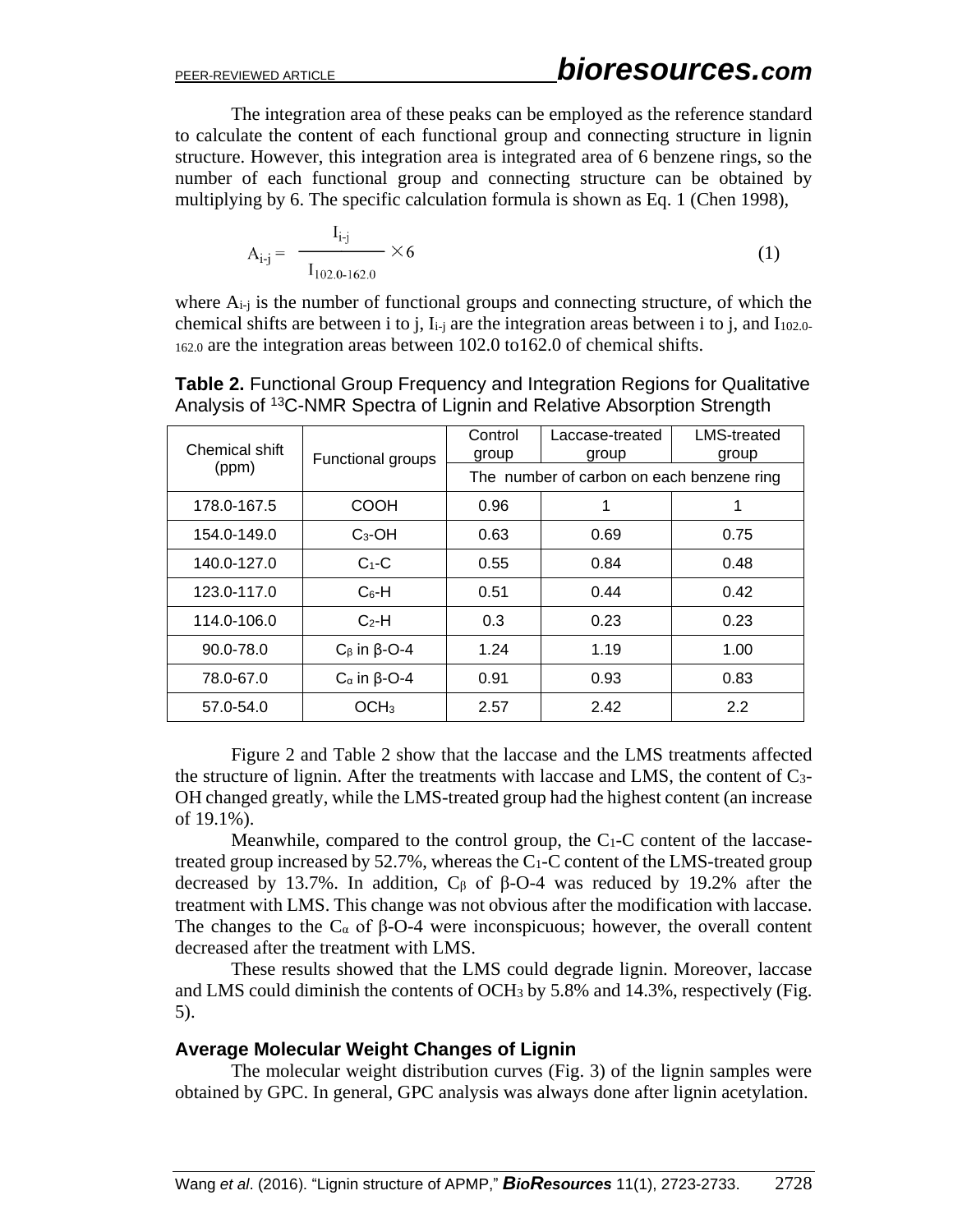The integration area of these peaks can be employed as the reference standard to calculate the content of each functional group and connecting structure in lignin structure. However, this integration area is integrated area of 6 benzene rings, so the number of each functional group and connecting structure can be obtained by multiplying by 6. The specific calculation formula is shown as Eq. 1 (Chen 1998),

$$A_{i\text{-}j} = \frac{I_{i\text{-}j}}{I_{102.0\text{-}162.0}} \times 6 \tag{1}$$

where $A_{i\text{-}j}$ is the number of functional groups and connecting structure, of which the chemical shifts are between i to j, $I_{i\text{-}j}$ are the integration areas between i to j, and $I_{102.0\text{-}162.0}$ are the integration areas between 102.0 to162.0 of chemical shifts.

**Table 2.** Functional Group Frequency and Integration Regions for Qualitative Analysis of $^{13}$C-NMR Spectra of Lignin and Relative Absorption Strength

| Chemical shift (ppm) | Functional groups | Control group | Laccase-treated group | LMS-treated group |
|---|---|---|---|---|
| | | The number of carbon on each benzene ring | | |
| 178.0-167.5 | COOH | 0.96 | 1 | 1 |
| 154.0-149.0 | $C_3$-OH | 0.63 | 0.69 | 0.75 |
| 140.0-127.0 | $C_1$-C | 0.55 | 0.84 | 0.48 |
| 123.0-117.0 | $C_6$-H | 0.51 | 0.44 | 0.42 |
| 114.0-106.0 | $C_2$-H | 0.3 | 0.23 | 0.23 |
| 90.0-78.0 | $C_\beta$ in β-O-4 | 1.24 | 1.19 | 1.00 |
| 78.0-67.0 | $C_\alpha$ in β-O-4 | 0.91 | 0.93 | 0.83 |
| 57.0-54.0 | $OCH_3$ | 2.57 | 2.42 | 2.2 |

Figure 2 and Table 2 show that the laccase and the LMS treatments affected the structure of lignin. After the treatments with laccase and LMS, the content of $C_3$-OH changed greatly, while the LMS-treated group had the highest content (an increase of 19.1%).

Meanwhile, compared to the control group, the $C_1$-C content of the laccase-treated group increased by 52.7%, whereas the $C_1$-C content of the LMS-treated group decreased by 13.7%. In addition, $C_\beta$ of β-O-4 was reduced by 19.2% after the treatment with LMS. This change was not obvious after the modification with laccase. The changes to the $C_\alpha$ of β-O-4 were inconspicuous; however, the overall content decreased after the treatment with LMS.

These results showed that the LMS could degrade lignin. Moreover, laccase and LMS could diminish the contents of $OCH_3$ by 5.8% and 14.3%, respectively (Fig. 5).

### Average Molecular Weight Changes of Lignin

The molecular weight distribution curves (Fig. 3) of the lignin samples were obtained by GPC. In general, GPC analysis was always done after lignin acetylation.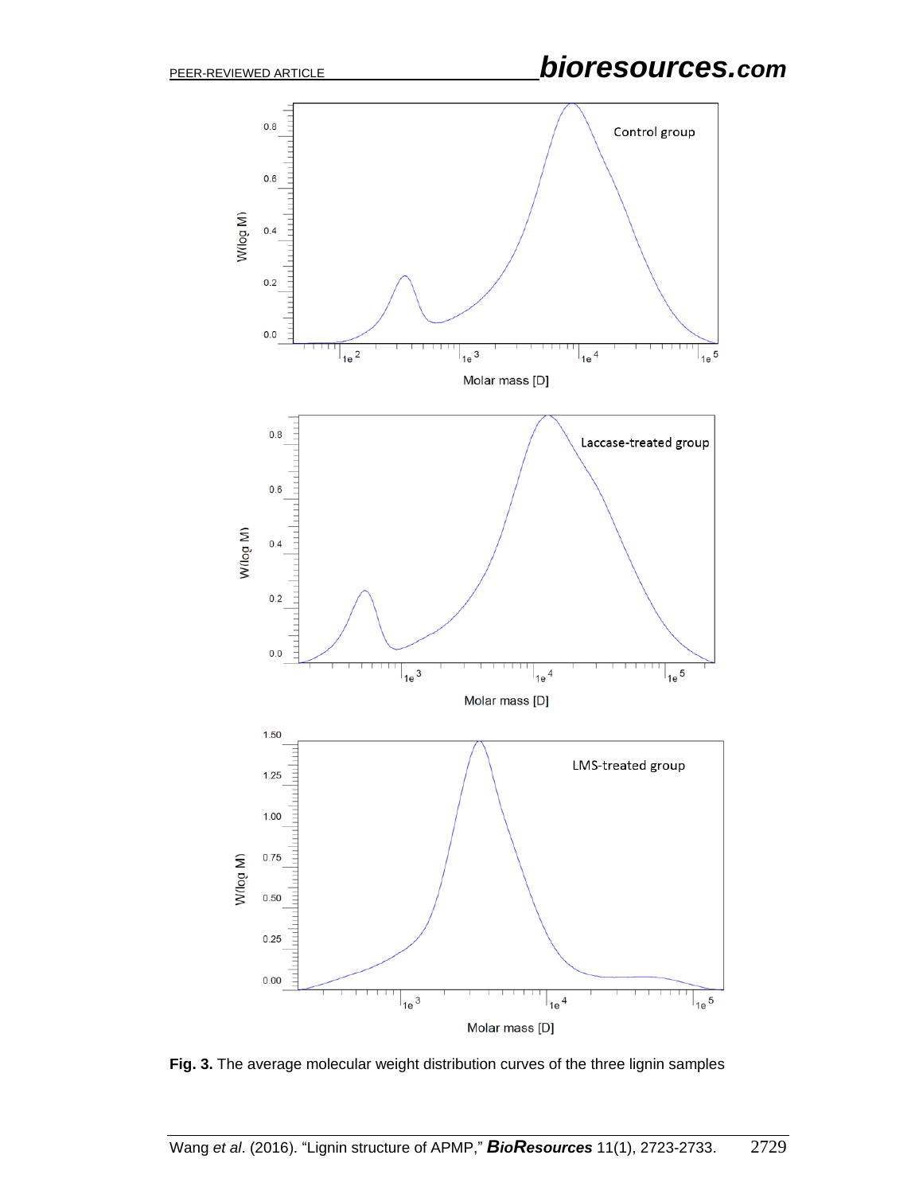**Fig. 3.** The average molecular weight distribution curves of the three lignin samples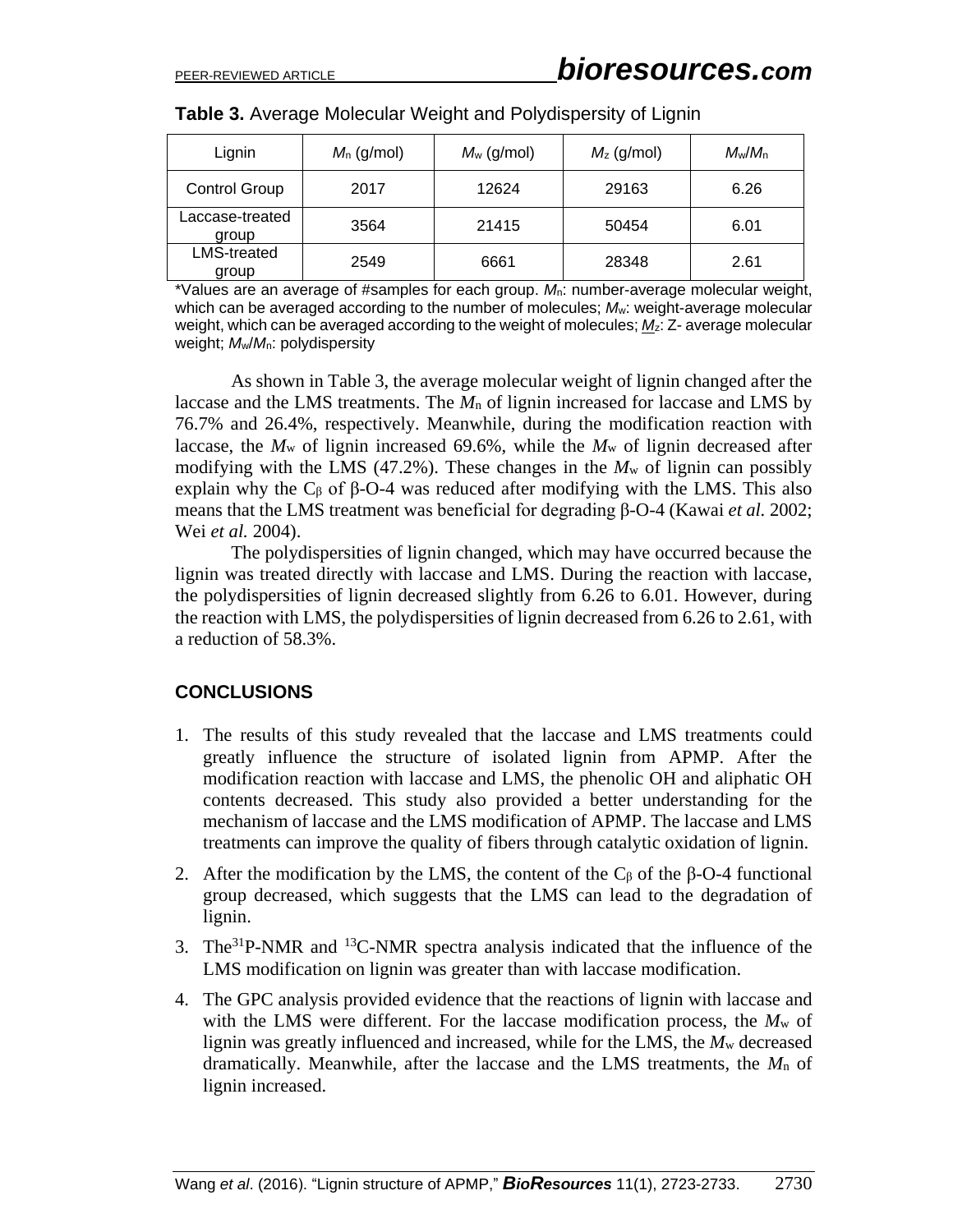**Table 3.** Average Molecular Weight and Polydispersity of Lignin

| Lignin | $M_n$ (g/mol) | $M_w$ (g/mol) | $M_z$ (g/mol) | $M_w/M_n$ |
|---|---|---|---|---|
| Control Group | 2017 | 12624 | 29163 | 6.26 |
| Laccase-treated group | 3564 | 21415 | 50454 | 6.01 |
| LMS-treated group | 2549 | 6661 | 28348 | 2.61 |

*Values are an average of #samples for each group. $M_n$: number-average molecular weight, which can be averaged according to the number of molecules; $M_w$: weight-average molecular weight, which can be averaged according to the weight of molecules; $M_z$: Z- average molecular weight; $M_w/M_n$: polydispersity

As shown in Table 3, the average molecular weight of lignin changed after the laccase and the LMS treatments. The $M_n$ of lignin increased for laccase and LMS by 76.7% and 26.4%, respectively. Meanwhile, during the modification reaction with laccase, the $M_w$ of lignin increased 69.6%, while the $M_w$ of lignin decreased after modifying with the LMS (47.2%). These changes in the $M_w$ of lignin can possibly explain why the $C_\beta$ of β-O-4 was reduced after modifying with the LMS. This also means that the LMS treatment was beneficial for degrading β-O-4 (Kawai *et al.* 2002; Wei *et al.* 2004).

The polydispersities of lignin changed, which may have occurred because the lignin was treated directly with laccase and LMS. During the reaction with laccase, the polydispersities of lignin decreased slightly from 6.26 to 6.01. However, during the reaction with LMS, the polydispersities of lignin decreased from 6.26 to 2.61, with a reduction of 58.3%.

## CONCLUSIONS

1. The results of this study revealed that the laccase and LMS treatments could greatly influence the structure of isolated lignin from APMP. After the modification reaction with laccase and LMS, the phenolic OH and aliphatic OH contents decreased. This study also provided a better understanding for the mechanism of laccase and the LMS modification of APMP. The laccase and LMS treatments can improve the quality of fibers through catalytic oxidation of lignin.
2. After the modification by the LMS, the content of the $C_\beta$ of the β-O-4 functional group decreased, which suggests that the LMS can lead to the degradation of lignin.
3. The $^{31}$P-NMR and $^{13}$C-NMR spectra analysis indicated that the influence of the LMS modification on lignin was greater than with laccase modification.
4. The GPC analysis provided evidence that the reactions of lignin with laccase and with the LMS were different. For the laccase modification process, the $M_w$ of lignin was greatly influenced and increased, while for the LMS, the $M_w$ decreased dramatically. Meanwhile, after the laccase and the LMS treatments, the $M_n$ of lignin increased.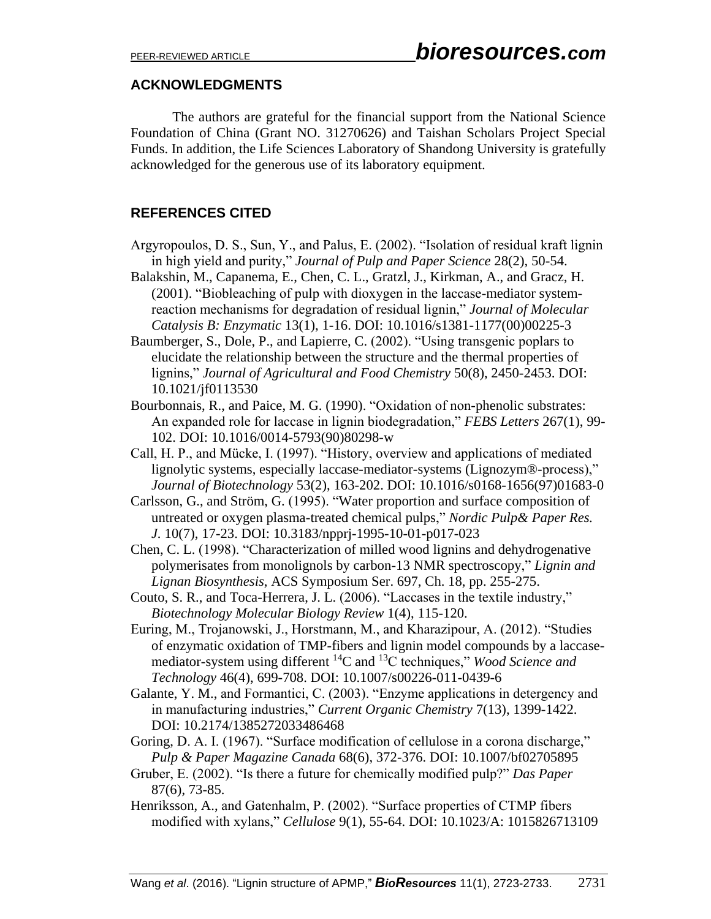## ACKNOWLEDGMENTS

The authors are grateful for the financial support from the National Science Foundation of China (Grant NO. 31270626) and Taishan Scholars Project Special Funds. In addition, the Life Sciences Laboratory of Shandong University is gratefully acknowledged for the generous use of its laboratory equipment.

## REFERENCES CITED

Argyropoulos, D. S., Sun, Y., and Palus, E. (2002). "Isolation of residual kraft lignin in high yield and purity," *Journal of Pulp and Paper Science* 28(2), 50-54.

Balakshin, M., Capanema, E., Chen, C. L., Gratzl, J., Kirkman, A., and Gracz, H. (2001). "Biobleaching of pulp with dioxygen in the laccase-mediator system-reaction mechanisms for degradation of residual lignin," *Journal of Molecular Catalysis B: Enzymatic* 13(1), 1-16. DOI: 10.1016/s1381-1177(00)00225-3

Baumberger, S., Dole, P., and Lapierre, C. (2002). "Using transgenic poplars to elucidate the relationship between the structure and the thermal properties of lignins," *Journal of Agricultural and Food Chemistry* 50(8), 2450-2453. DOI: 10.1021/jf0113530

Bourbonnais, R., and Paice, M. G. (1990). "Oxidation of non-phenolic substrates: An expanded role for laccase in lignin biodegradation," *FEBS Letters* 267(1), 99-102. DOI: 10.1016/0014-5793(90)80298-w

Call, H. P., and Mücke, I. (1997). "History, overview and applications of mediated lignolytic systems, especially laccase-mediator-systems (Lignozym®-process)," *Journal of Biotechnology* 53(2), 163-202. DOI: 10.1016/s0168-1656(97)01683-0

Carlsson, G., and Ström, G. (1995). "Water proportion and surface composition of untreated or oxygen plasma-treated chemical pulps," *Nordic Pulp& Paper Res. J.* 10(7), 17-23. DOI: 10.3183/npprj-1995-10-01-p017-023

Chen, C. L. (1998). "Characterization of milled wood lignins and dehydrogenative polymerisates from monolignols by carbon-13 NMR spectroscopy," *Lignin and Lignan Biosynthesis*, ACS Symposium Ser. 697, Ch. 18, pp. 255-275.

Couto, S. R., and Toca-Herrera, J. L. (2006). "Laccases in the textile industry," *Biotechnology Molecular Biology Review* 1(4), 115-120.

Euring, M., Trojanowski, J., Horstmann, M., and Kharazipour, A. (2012). "Studies of enzymatic oxidation of TMP-fibers and lignin model compounds by a laccase-mediator-system using different $^{14}$C and $^{13}$C techniques," *Wood Science and Technology* 46(4), 699-708. DOI: 10.1007/s00226-011-0439-6

Galante, Y. M., and Formantici, C. (2003). "Enzyme applications in detergency and in manufacturing industries," *Current Organic Chemistry* 7(13), 1399-1422. DOI: 10.2174/1385272033486468

Goring, D. A. I. (1967). "Surface modification of cellulose in a corona discharge," *Pulp & Paper Magazine Canada* 68(6), 372-376. DOI: 10.1007/bf02705895

Gruber, E. (2002). "Is there a future for chemically modified pulp?" *Das Paper* 87(6), 73-85.

Henriksson, A., and Gatenhalm, P. (2002). "Surface properties of CTMP fibers modified with xylans," *Cellulose* 9(1), 55-64. DOI: 10.1023/A: 1015826713109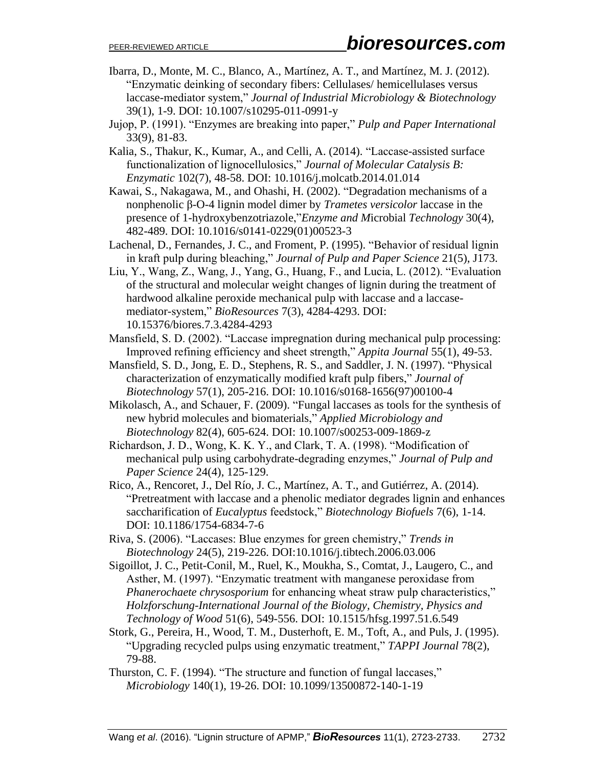Ibarra, D., Monte, M. C., Blanco, A., Martínez, A. T., and Martínez, M. J. (2012). "Enzymatic deinking of secondary fibers: Cellulases/ hemicellulases versus laccase-mediator system," *Journal of Industrial Microbiology & Biotechnology* 39(1), 1-9. DOI: 10.1007/s10295-011-0991-y

Jujop, P. (1991). "Enzymes are breaking into paper," *Pulp and Paper International* 33(9), 81-83.

Kalia, S., Thakur, K., Kumar, A., and Celli, A. (2014). "Laccase-assisted surface functionalization of lignocellulosics," *Journal of Molecular Catalysis B: Enzymatic* 102(7), 48-58. DOI: 10.1016/j.molcatb.2014.01.014

Kawai, S., Nakagawa, M., and Ohashi, H. (2002). "Degradation mechanisms of a nonphenolic β-O-4 lignin model dimer by *Trametes versicolor* laccase in the presence of 1-hydroxybenzotriazole,"*Enzyme and Mi*crobial *Technology* 30(4), 482-489. DOI: 10.1016/s0141-0229(01)00523-3

Lachenal, D., Fernandes, J. C., and Froment, P. (1995). "Behavior of residual lignin in kraft pulp during bleaching," *Journal of Pulp and Paper Science* 21(5), J173.

Liu, Y., Wang, Z., Wang, J., Yang, G., Huang, F., and Lucia, L. (2012). "Evaluation of the structural and molecular weight changes of lignin during the treatment of hardwood alkaline peroxide mechanical pulp with laccase and a laccase-mediator-system," *BioResources* 7(3), 4284-4293. DOI: 10.15376/biores.7.3.4284-4293

Mansfield, S. D. (2002). "Laccase impregnation during mechanical pulp processing: Improved refining efficiency and sheet strength," *Appita Journal* 55(1), 49-53.

Mansfield, S. D., Jong, E. D., Stephens, R. S., and Saddler, J. N. (1997). "Physical characterization of enzymatically modified kraft pulp fibers," *Journal of Biotechnology* 57(1), 205-216. DOI: 10.1016/s0168-1656(97)00100-4

Mikolasch, A., and Schauer, F. (2009). "Fungal laccases as tools for the synthesis of new hybrid molecules and biomaterials," *Applied Microbiology and Biotechnology* 82(4), 605-624. DOI: 10.1007/s00253-009-1869-z

Richardson, J. D., Wong, K. K. Y., and Clark, T. A. (1998). "Modification of mechanical pulp using carbohydrate-degrading enzymes," *Journal of Pulp and Paper Science* 24(4), 125-129.

Rico, A., Rencoret, J., Del Río, J. C., Martínez, A. T., and Gutiérrez, A. (2014). "Pretreatment with laccase and a phenolic mediator degrades lignin and enhances saccharification of *Eucalyptus* feedstock," *Biotechnology Biofuels* 7(6), 1-14. DOI: 10.1186/1754-6834-7-6

Riva, S. (2006). "Laccases: Blue enzymes for green chemistry," *Trends in Biotechnology* 24(5), 219-226. DOI:10.1016/j.tibtech.2006.03.006

Sigoillot, J. C., Petit-Conil, M., Ruel, K., Moukha, S., Comtat, J., Laugero, C., and Asther, M. (1997). "Enzymatic treatment with manganese peroxidase from *Phanerochaete chrysosporium* for enhancing wheat straw pulp characteristics," *Holzforschung-International Journal of the Biology, Chemistry, Physics and Technology of Wood* 51(6), 549-556. DOI: 10.1515/hfsg.1997.51.6.549

Stork, G., Pereira, H., Wood, T. M., Dusterhoft, E. M., Toft, A., and Puls, J. (1995). "Upgrading recycled pulps using enzymatic treatment," *TAPPI Journal* 78(2), 79-88.

Thurston, C. F. (1994). "The structure and function of fungal laccases," *Microbiology* 140(1), 19-26. DOI: 10.1099/13500872-140-1-19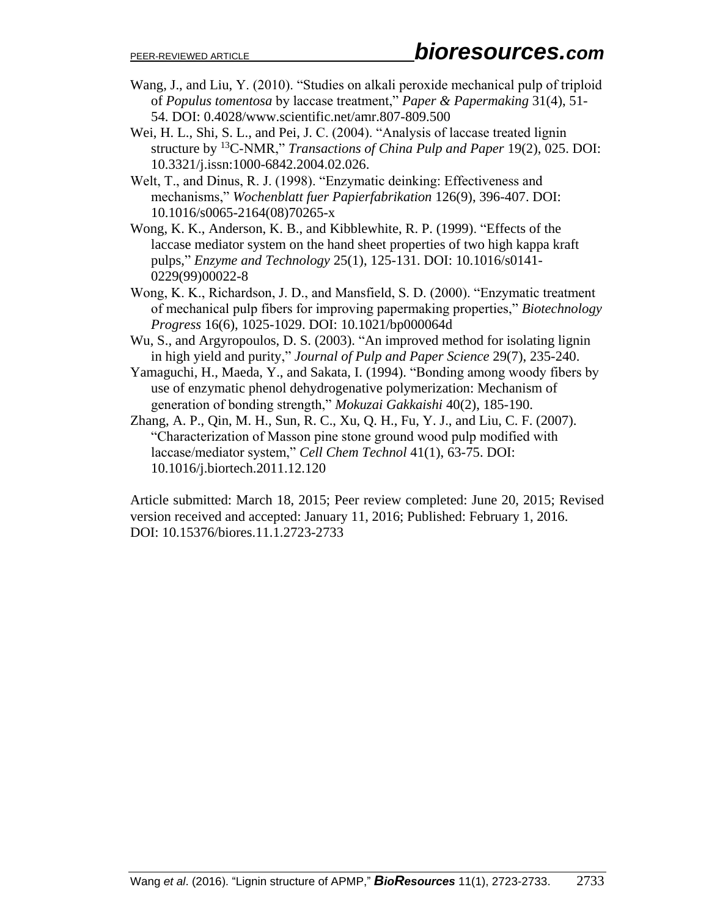Wang, J., and Liu, Y. (2010). "Studies on alkali peroxide mechanical pulp of triploid of *Populus tomentosa* by laccase treatment," *Paper & Papermaking* 31(4), 51-54. DOI: 0.4028/www.scientific.net/amr.807-809.500

Wei, H. L., Shi, S. L., and Pei, J. C. (2004). "Analysis of laccase treated lignin structure by $^{13}$C-NMR," *Transactions of China Pulp and Paper* 19(2), 025. DOI: 10.3321/j.issn:1000-6842.2004.02.026.

Welt, T., and Dinus, R. J. (1998). "Enzymatic deinking: Effectiveness and mechanisms," *Wochenblatt fuer Papierfabrikation* 126(9), 396-407. DOI: 10.1016/s0065-2164(08)70265-x

Wong, K. K., Anderson, K. B., and Kibblewhite, R. P. (1999). "Effects of the laccase mediator system on the hand sheet properties of two high kappa kraft pulps," *Enzyme and Technology* 25(1), 125-131. DOI: 10.1016/s0141-0229(99)00022-8

Wong, K. K., Richardson, J. D., and Mansfield, S. D. (2000). "Enzymatic treatment of mechanical pulp fibers for improving papermaking properties," *Biotechnology Progress* 16(6), 1025-1029. DOI: 10.1021/bp000064d

Wu, S., and Argyropoulos, D. S. (2003). "An improved method for isolating lignin in high yield and purity," *Journal of Pulp and Paper Science* 29(7), 235-240.

Yamaguchi, H., Maeda, Y., and Sakata, I. (1994). "Bonding among woody fibers by use of enzymatic phenol dehydrogenative polymerization: Mechanism of generation of bonding strength," *Mokuzai Gakkaishi* 40(2), 185-190.

Zhang, A. P., Qin, M. H., Sun, R. C., Xu, Q. H., Fu, Y. J., and Liu, C. F. (2007). "Characterization of Masson pine stone ground wood pulp modified with laccase/mediator system," *Cell Chem Technol* 41(1), 63-75. DOI: 10.1016/j.biortech.2011.12.120

Article submitted: March 18, 2015; Peer review completed: June 20, 2015; Revised version received and accepted: January 11, 2016; Published: February 1, 2016. DOI: 10.15376/biores.11.1.2723-2733